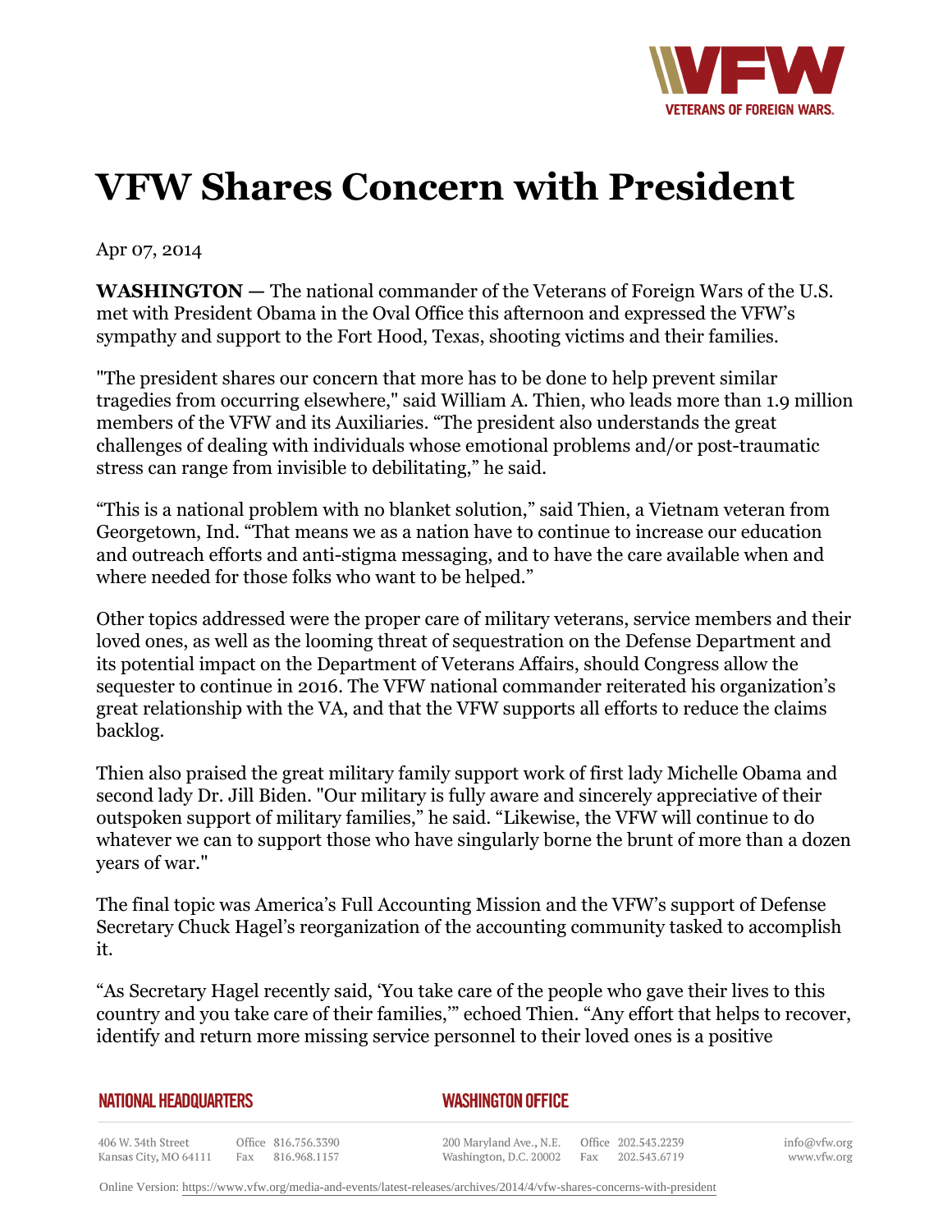# VFW Shares Concern with President

Apr 07, 2014

**WASHINGTON —** The national commander of the Veterans of Foreign Wars of the U.S. met with President Obama in the Oval Office this afternoon and expressed the VFW's sympathy and support to the Fort Hood, Texas, shooting victims and their families.

"The president shares our concern that more has to be done to help prevent similar tragedies from occurring elsewhere," said William A. Thien, who leads more than 1.9 million members of the VFW and its Auxiliaries. "The president also understands the great challenges of dealing with individuals whose emotional problems and/or post-traumatic stress can range from invisible to debilitating," he said.

"This is a national problem with no blanket solution," said Thien, a Vietnam veteran from Georgetown, Ind. "That means we as a nation have to continue to increase our education and outreach efforts and anti-stigma messaging, and to have the care available when and where needed for those folks who want to be helped."

Other topics addressed were the proper care of military veterans, service members and their loved ones, as well as the looming threat of sequestration on the Defense Department and its potential impact on the Department of Veterans Affairs, should Congress allow the sequester to continue in 2016. The VFW national commander reiterated his organization's great relationship with the VA, and that the VFW supports all efforts to reduce the claims backlog.

Thien also praised the great military family support work of first lady Michelle Obama and second lady Dr. Jill Biden. "Our military is fully aware and sincerely appreciative of their outspoken support of military families," he said. "Likewise, the VFW will continue to do whatever we can to support those who have singularly borne the brunt of more than a dozen years of war."

The final topic was America's Full Accounting Mission and the VFW's support of Defense Secretary Chuck Hagel's reorganization of the accounting community tasked to accomplish it.

"As Secretary Hagel recently said, 'You take care of the people who gave their lives to this country and you take care of their families,'" echoed Thien. "Any effort that helps to recover, identify and return more missing service personnel to their loved ones is a positive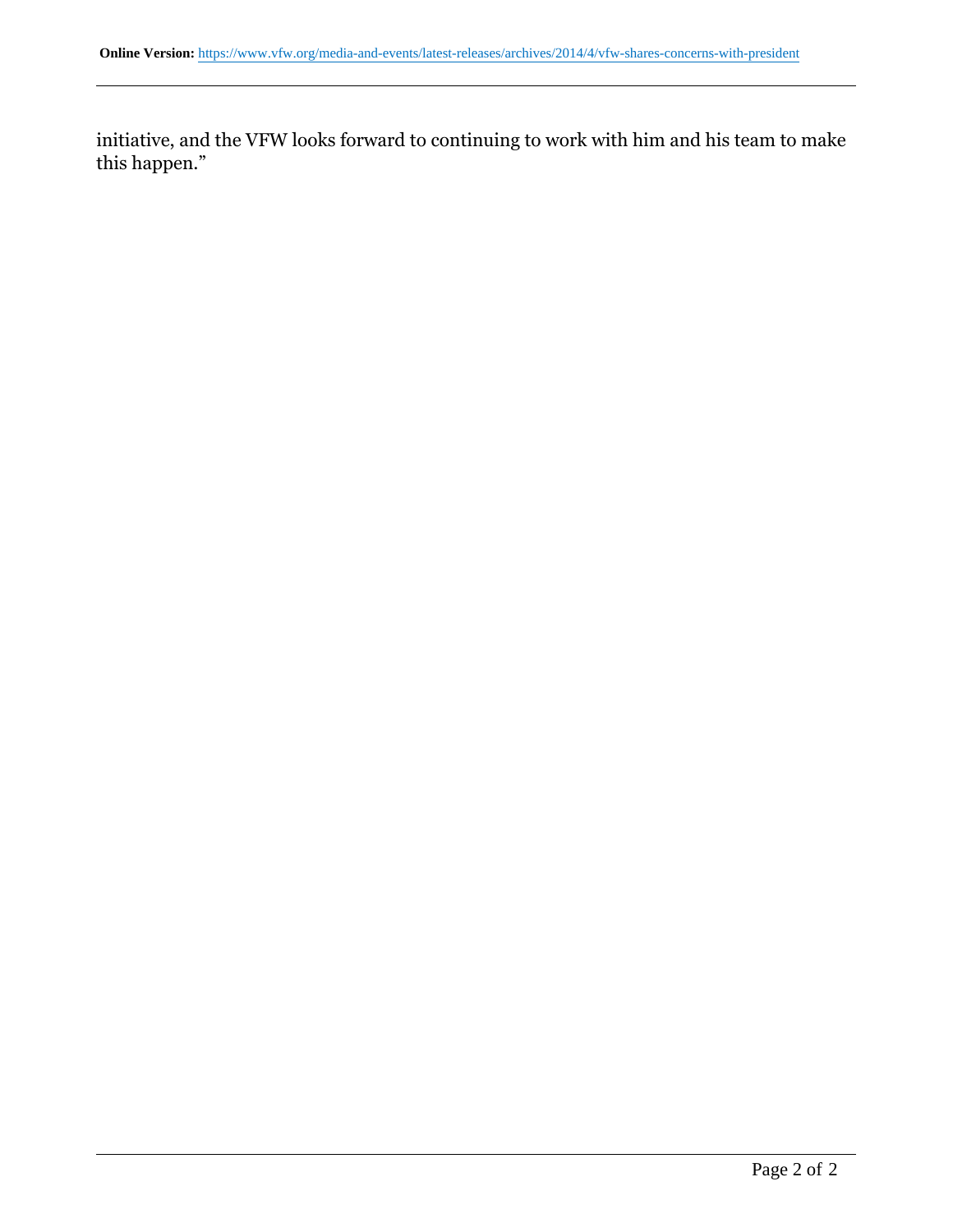initiative, and the VFW looks forward to continuing to work with him and his team to make this happen."